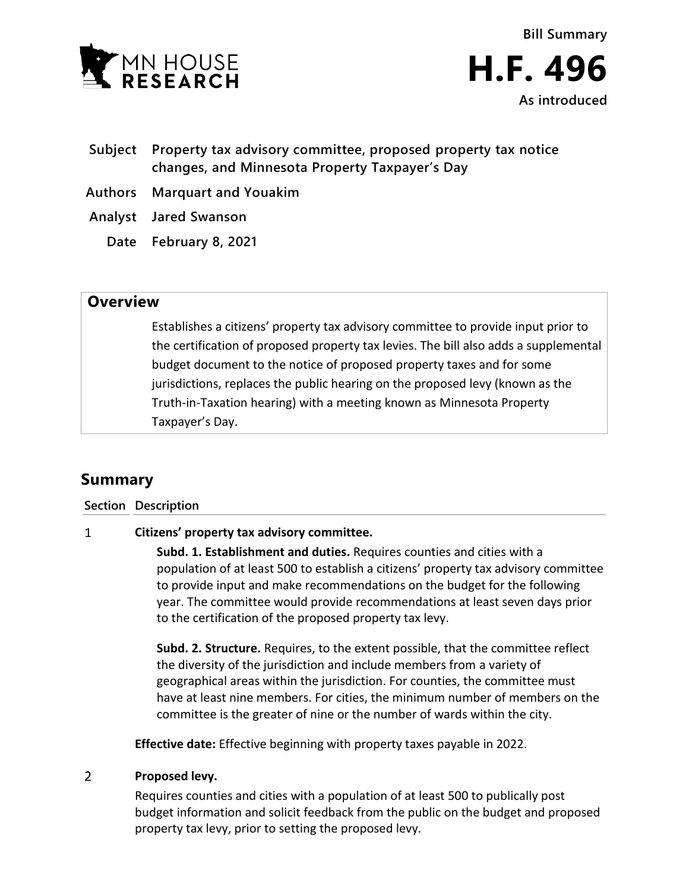MN HOUSE RESEARCH

Bill Summary

# H.F. 496

As introduced

| | |
|---|---|
| **Subject** | **Property tax advisory committee, proposed property tax notice changes, and Minnesota Property Taxpayer's Day** |
| **Authors** | **Marquart and Youakim** |
| **Analyst** | **Jared Swanson** |
| **Date** | **February 8, 2021** |

## Overview

Establishes a citizens' property tax advisory committee to provide input prior to the certification of proposed property tax levies. The bill also adds a supplemental budget document to the notice of proposed property taxes and for some jurisdictions, replaces the public hearing on the proposed levy (known as the Truth-in-Taxation hearing) with a meeting known as Minnesota Property Taxpayer's Day.

## Summary

**Section Description**

1 **Citizens' property tax advisory committee.**

**Subd. 1. Establishment and duties.** Requires counties and cities with a population of at least 500 to establish a citizens' property tax advisory committee to provide input and make recommendations on the budget for the following year. The committee would provide recommendations at least seven days prior to the certification of the proposed property tax levy.

**Subd. 2. Structure.** Requires, to the extent possible, that the committee reflect the diversity of the jurisdiction and include members from a variety of geographical areas within the jurisdiction. For counties, the committee must have at least nine members. For cities, the minimum number of members on the committee is the greater of nine or the number of wards within the city.

**Effective date:** Effective beginning with property taxes payable in 2022.

2 **Proposed levy.**

Requires counties and cities with a population of at least 500 to publically post budget information and solicit feedback from the public on the budget and proposed property tax levy, prior to setting the proposed levy.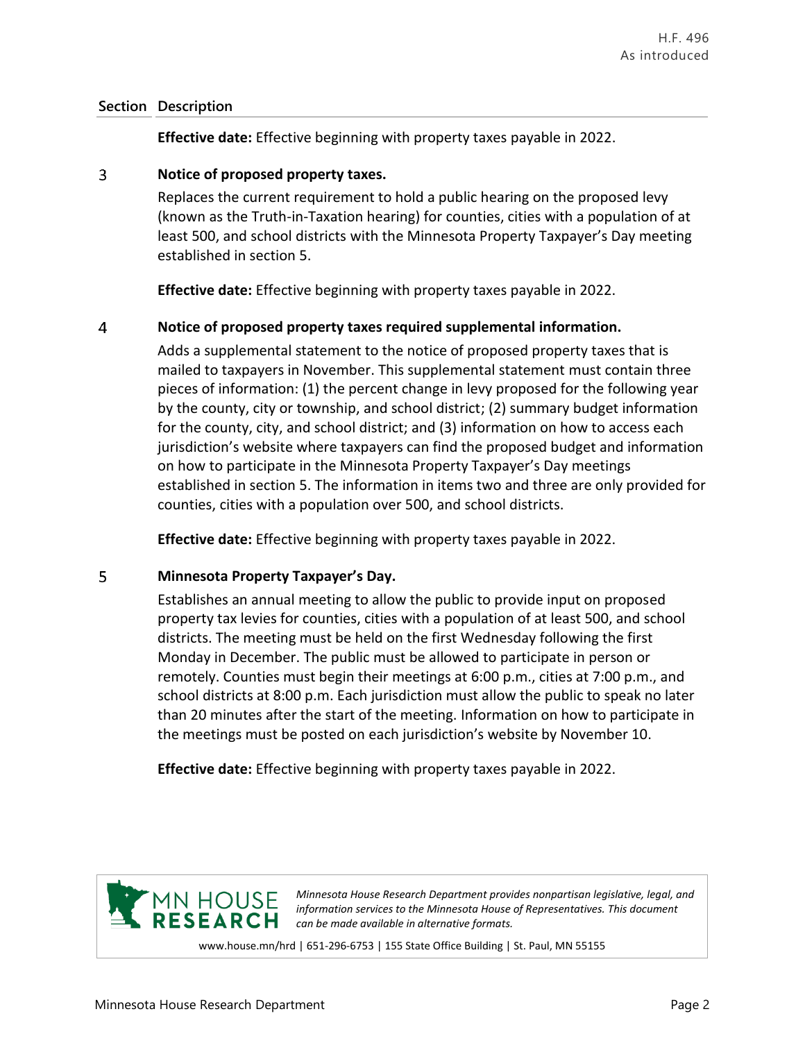| Section | Description |
|---|---|
| | **Effective date:** Effective beginning with property taxes payable in 2022. |
| 3 | **Notice of proposed property taxes.**<br>Replaces the current requirement to hold a public hearing on the proposed levy (known as the Truth-in-Taxation hearing) for counties, cities with a population of at least 500, and school districts with the Minnesota Property Taxpayer's Day meeting established in section 5.<br><br>**Effective date:** Effective beginning with property taxes payable in 2022. |
| 4 | **Notice of proposed property taxes required supplemental information.**<br>Adds a supplemental statement to the notice of proposed property taxes that is mailed to taxpayers in November. This supplemental statement must contain three pieces of information: (1) the percent change in levy proposed for the following year by the county, city or township, and school district; (2) summary budget information for the county, city, and school district; and (3) information on how to access each jurisdiction's website where taxpayers can find the proposed budget and information on how to participate in the Minnesota Property Taxpayer's Day meetings established in section 5. The information in items two and three are only provided for counties, cities with a population over 500, and school districts.<br><br>**Effective date:** Effective beginning with property taxes payable in 2022. |
| 5 | **Minnesota Property Taxpayer's Day.**<br>Establishes an annual meeting to allow the public to provide input on proposed property tax levies for counties, cities with a population of at least 500, and school districts. The meeting must be held on the first Wednesday following the first Monday in December. The public must be allowed to participate in person or remotely. Counties must begin their meetings at 6:00 p.m., cities at 7:00 p.m., and school districts at 8:00 p.m. Each jurisdiction must allow the public to speak no later than 20 minutes after the start of the meeting. Information on how to participate in the meetings must be posted on each jurisdiction's website by November 10.<br><br>**Effective date:** Effective beginning with property taxes payable in 2022. |

MN HOUSE RESEARCH

*Minnesota House Research Department provides nonpartisan legislative, legal, and information services to the Minnesota House of Representatives. This document can be made available in alternative formats.*

www.house.mn/hrd | 651-296-6753 | 155 State Office Building | St. Paul, MN 55155